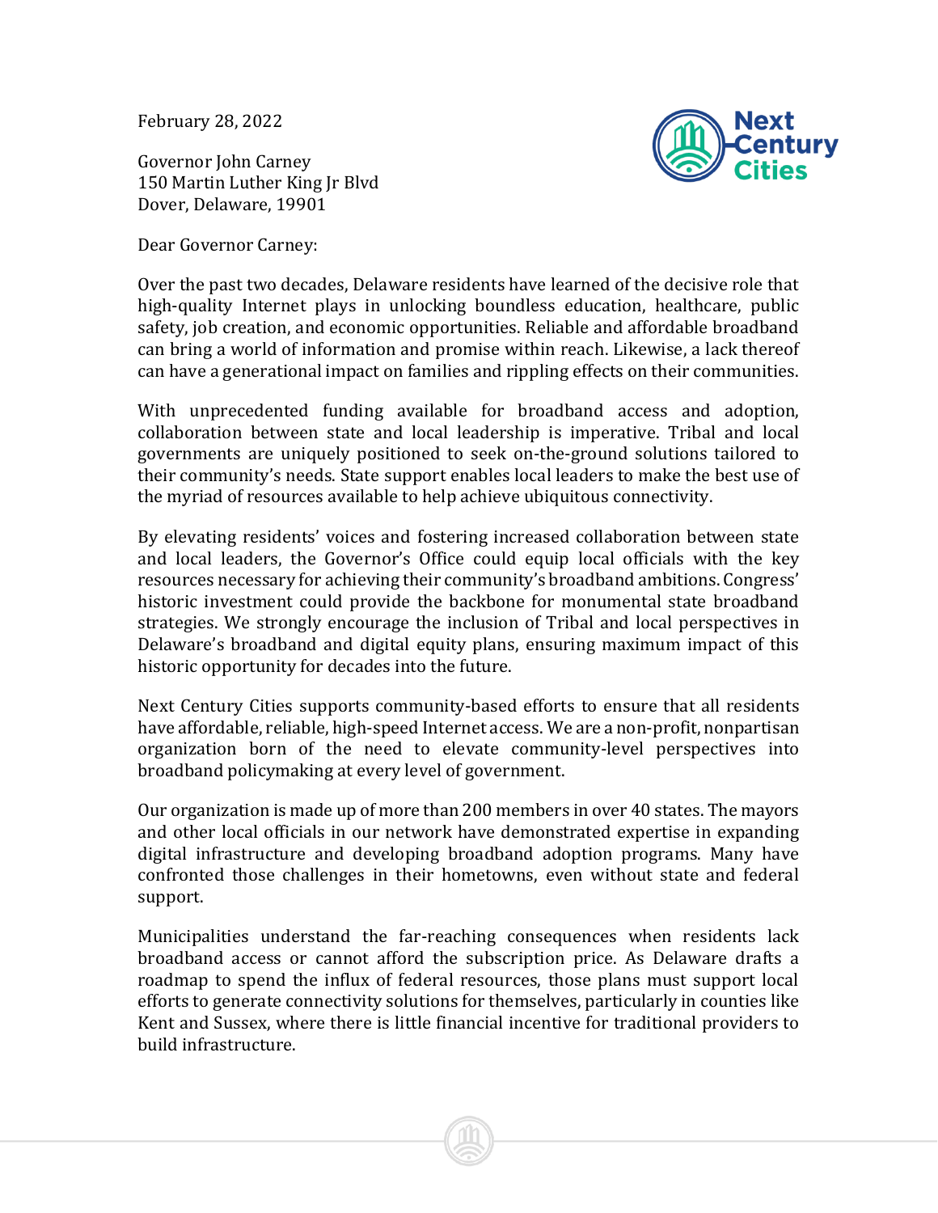February 28, 2022

Governor John Carney
150 Martin Luther King Jr Blvd
Dover, Delaware, 19901

Dear Governor Carney:

Over the past two decades, Delaware residents have learned of the decisive role that high-quality Internet plays in unlocking boundless education, healthcare, public safety, job creation, and economic opportunities. Reliable and affordable broadband can bring a world of information and promise within reach. Likewise, a lack thereof can have a generational impact on families and rippling effects on their communities.

With unprecedented funding available for broadband access and adoption, collaboration between state and local leadership is imperative. Tribal and local governments are uniquely positioned to seek on-the-ground solutions tailored to their community's needs. State support enables local leaders to make the best use of the myriad of resources available to help achieve ubiquitous connectivity.

By elevating residents' voices and fostering increased collaboration between state and local leaders, the Governor's Office could equip local officials with the key resources necessary for achieving their community's broadband ambitions. Congress' historic investment could provide the backbone for monumental state broadband strategies. We strongly encourage the inclusion of Tribal and local perspectives in Delaware's broadband and digital equity plans, ensuring maximum impact of this historic opportunity for decades into the future.

Next Century Cities supports community-based efforts to ensure that all residents have affordable, reliable, high-speed Internet access. We are a non-profit, nonpartisan organization born of the need to elevate community-level perspectives into broadband policymaking at every level of government.

Our organization is made up of more than 200 members in over 40 states. The mayors and other local officials in our network have demonstrated expertise in expanding digital infrastructure and developing broadband adoption programs. Many have confronted those challenges in their hometowns, even without state and federal support.

Municipalities understand the far-reaching consequences when residents lack broadband access or cannot afford the subscription price. As Delaware drafts a roadmap to spend the influx of federal resources, those plans must support local efforts to generate connectivity solutions for themselves, particularly in counties like Kent and Sussex, where there is little financial incentive for traditional providers to build infrastructure.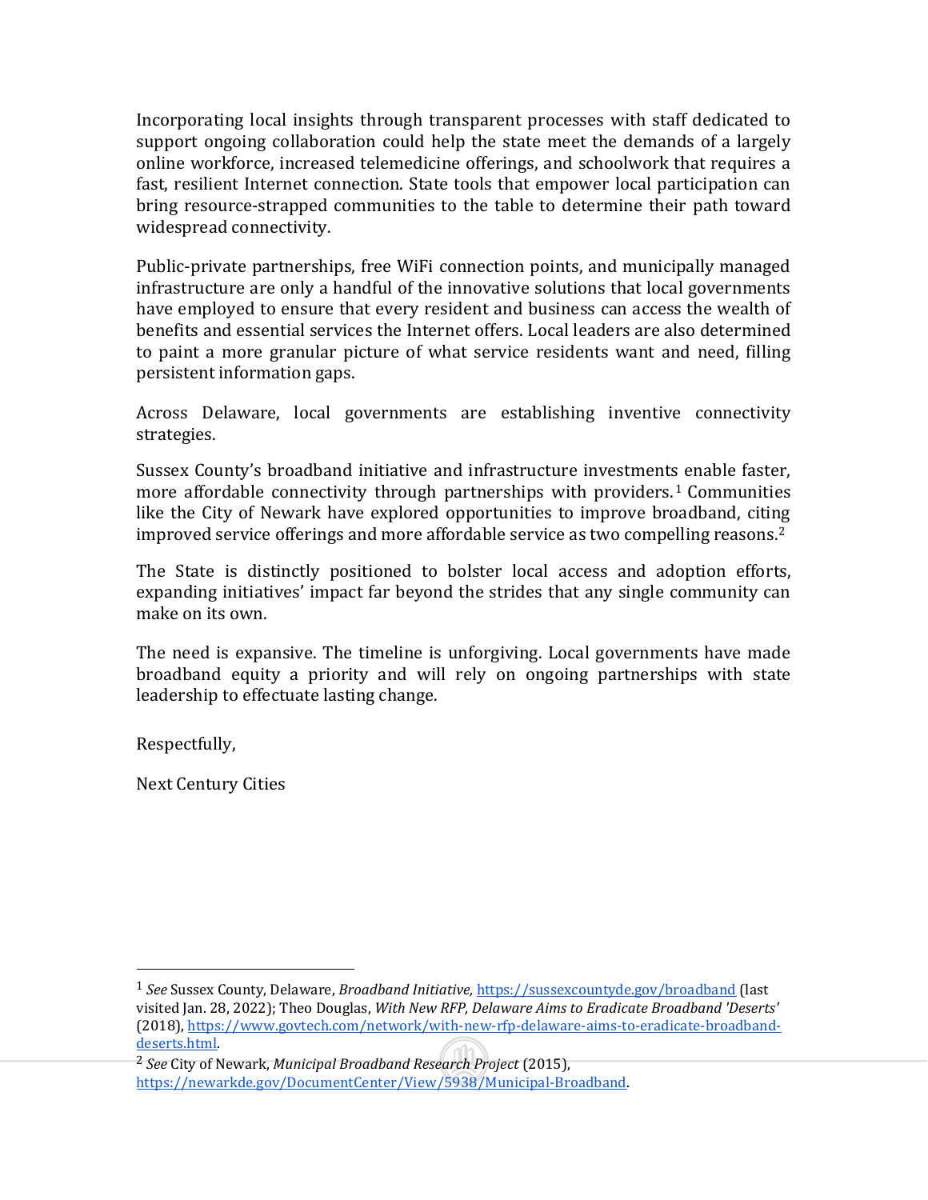Incorporating local insights through transparent processes with staff dedicated to support ongoing collaboration could help the state meet the demands of a largely online workforce, increased telemedicine offerings, and schoolwork that requires a fast, resilient Internet connection. State tools that empower local participation can bring resource-strapped communities to the table to determine their path toward widespread connectivity.

Public-private partnerships, free WiFi connection points, and municipally managed infrastructure are only a handful of the innovative solutions that local governments have employed to ensure that every resident and business can access the wealth of benefits and essential services the Internet offers. Local leaders are also determined to paint a more granular picture of what service residents want and need, filling persistent information gaps.

Across Delaware, local governments are establishing inventive connectivity strategies.

Sussex County's broadband initiative and infrastructure investments enable faster, more affordable connectivity through partnerships with providers.[1] Communities like the City of Newark have explored opportunities to improve broadband, citing improved service offerings and more affordable service as two compelling reasons.[2]

The State is distinctly positioned to bolster local access and adoption efforts, expanding initiatives' impact far beyond the strides that any single community can make on its own.

The need is expansive. The timeline is unforgiving. Local governments have made broadband equity a priority and will rely on ongoing partnerships with state leadership to effectuate lasting change.

Respectfully,

Next Century Cities

---

[1] *See* Sussex County, Delaware, *Broadband Initiative,* https://sussexcountyde.gov/broadband (last visited Jan. 28, 2022); Theo Douglas, *With New RFP, Delaware Aims to Eradicate Broadband 'Deserts'* (2018), https://www.govtech.com/network/with-new-rfp-delaware-aims-to-eradicate-broadband-deserts.html.

[2] *See* City of Newark, *Municipal Broadband Research Project* (2015), https://newarkde.gov/DocumentCenter/View/5938/Municipal-Broadband.